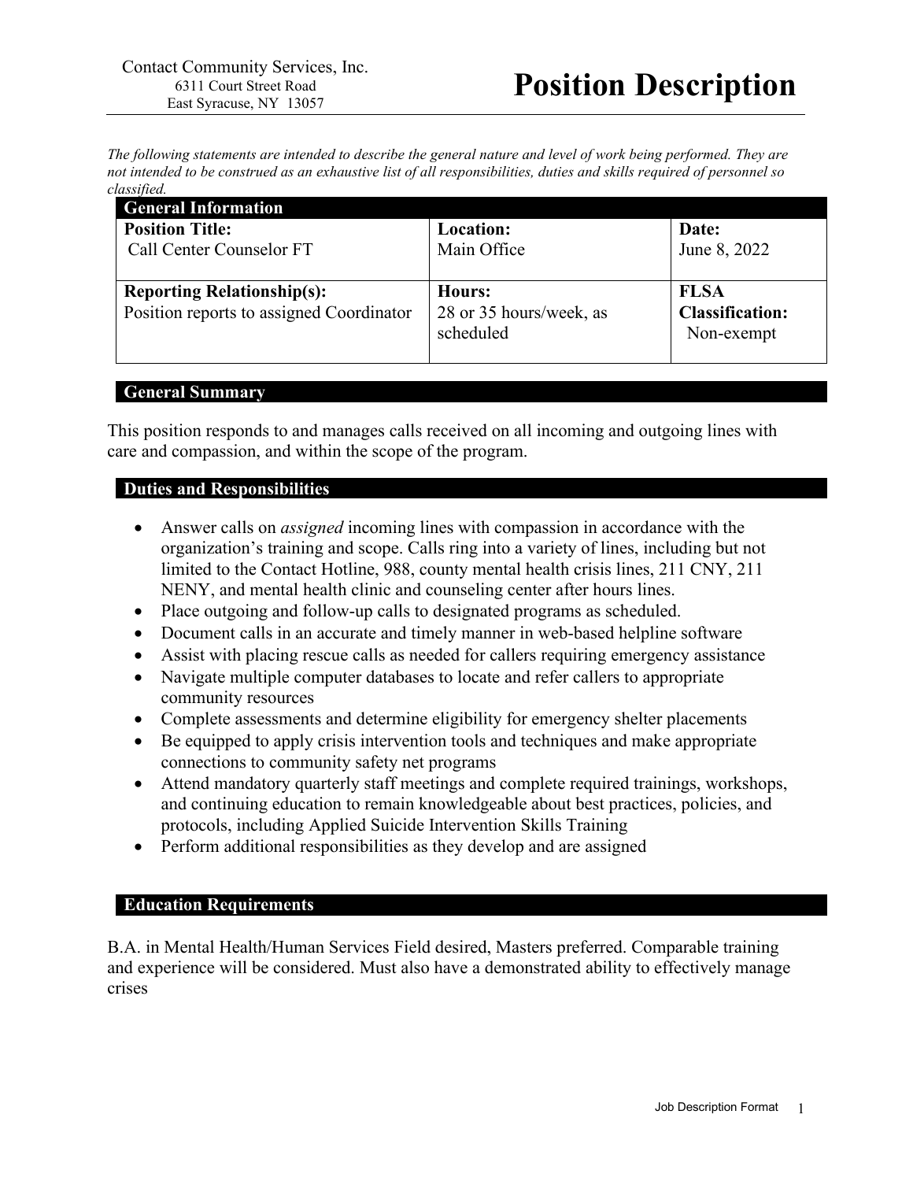Contact Community Services, Inc.
6311 Court Street Road
East Syracuse, NY 13057

# Position Description

*The following statements are intended to describe the general nature and level of work being performed. They are not intended to be construed as an exhaustive list of all responsibilities, duties and skills required of personnel so classified.*

## General Information

| **Position Title:** Call Center Counselor FT | **Location:** Main Office | **Date:** June 8, 2022 |
|---|---|---|
| **Reporting Relationship(s):** Position reports to assigned Coordinator | **Hours:** 28 or 35 hours/week, as scheduled | **FLSA Classification:** Non-exempt |

## General Summary

This position responds to and manages calls received on all incoming and outgoing lines with care and compassion, and within the scope of the program.

## Duties and Responsibilities

- Answer calls on *assigned* incoming lines with compassion in accordance with the organization's training and scope. Calls ring into a variety of lines, including but not limited to the Contact Hotline, 988, county mental health crisis lines, 211 CNY, 211 NENY, and mental health clinic and counseling center after hours lines.
- Place outgoing and follow-up calls to designated programs as scheduled.
- Document calls in an accurate and timely manner in web-based helpline software
- Assist with placing rescue calls as needed for callers requiring emergency assistance
- Navigate multiple computer databases to locate and refer callers to appropriate community resources
- Complete assessments and determine eligibility for emergency shelter placements
- Be equipped to apply crisis intervention tools and techniques and make appropriate connections to community safety net programs
- Attend mandatory quarterly staff meetings and complete required trainings, workshops, and continuing education to remain knowledgeable about best practices, policies, and protocols, including Applied Suicide Intervention Skills Training
- Perform additional responsibilities as they develop and are assigned

## Education Requirements

B.A. in Mental Health/Human Services Field desired, Masters preferred. Comparable training and experience will be considered. Must also have a demonstrated ability to effectively manage crises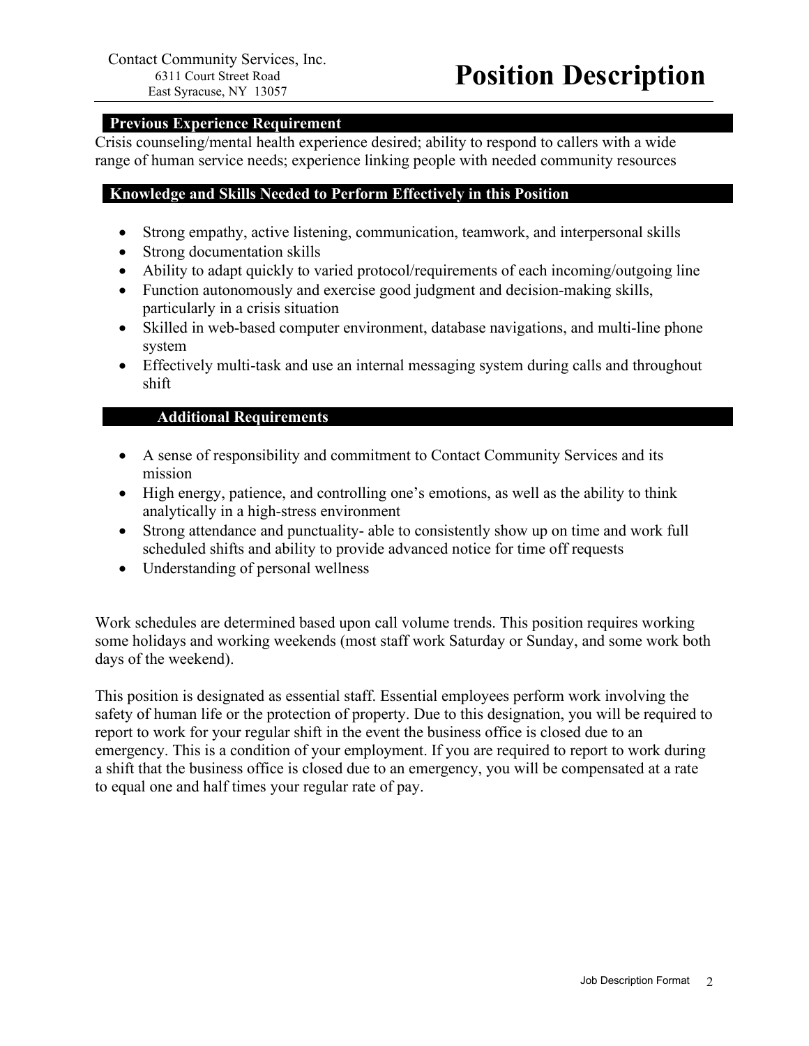## Previous Experience Requirement

Crisis counseling/mental health experience desired; ability to respond to callers with a wide range of human service needs; experience linking people with needed community resources

## Knowledge and Skills Needed to Perform Effectively in this Position

- Strong empathy, active listening, communication, teamwork, and interpersonal skills
- Strong documentation skills
- Ability to adapt quickly to varied protocol/requirements of each incoming/outgoing line
- Function autonomously and exercise good judgment and decision-making skills, particularly in a crisis situation
- Skilled in web-based computer environment, database navigations, and multi-line phone system
- Effectively multi-task and use an internal messaging system during calls and throughout shift

## Additional Requirements

- A sense of responsibility and commitment to Contact Community Services and its mission
- High energy, patience, and controlling one's emotions, as well as the ability to think analytically in a high-stress environment
- Strong attendance and punctuality- able to consistently show up on time and work full scheduled shifts and ability to provide advanced notice for time off requests
- Understanding of personal wellness

Work schedules are determined based upon call volume trends. This position requires working some holidays and working weekends (most staff work Saturday or Sunday, and some work both days of the weekend).

This position is designated as essential staff. Essential employees perform work involving the safety of human life or the protection of property. Due to this designation, you will be required to report to work for your regular shift in the event the business office is closed due to an emergency. This is a condition of your employment. If you are required to report to work during a shift that the business office is closed due to an emergency, you will be compensated at a rate to equal one and half times your regular rate of pay.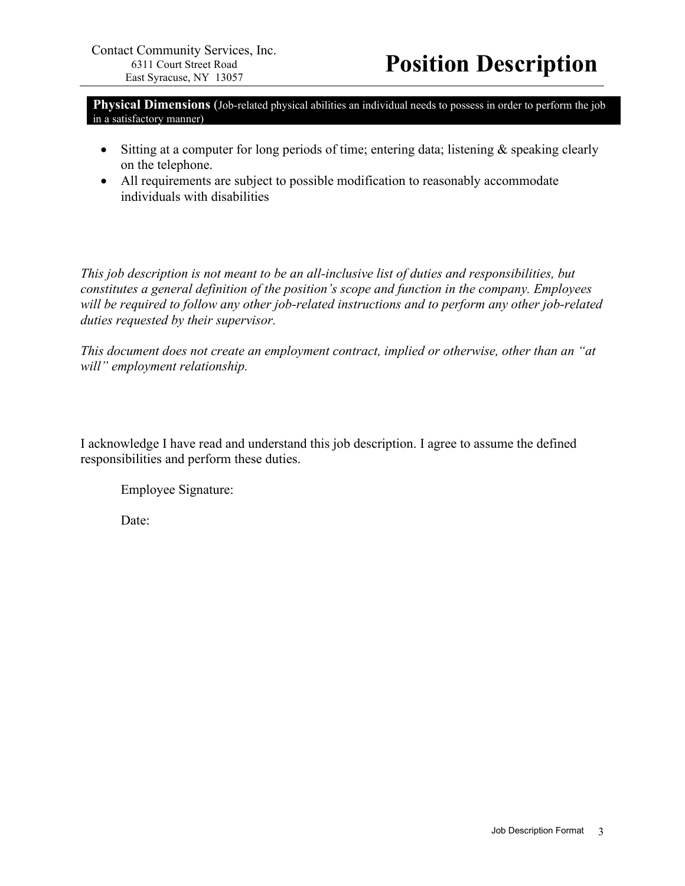Contact Community Services, Inc.
6311 Court Street Road
East Syracuse, NY 13057

# Position Description

**Physical Dimensions** (Job-related physical abilities an individual needs to possess in order to perform the job in a satisfactory manner)

- Sitting at a computer for long periods of time; entering data; listening & speaking clearly on the telephone.
- All requirements are subject to possible modification to reasonably accommodate individuals with disabilities

*This job description is not meant to be an all-inclusive list of duties and responsibilities, but constitutes a general definition of the position's scope and function in the company. Employees will be required to follow any other job-related instructions and to perform any other job-related duties requested by their supervisor.*

*This document does not create an employment contract, implied or otherwise, other than an "at will" employment relationship.*

I acknowledge I have read and understand this job description. I agree to assume the defined responsibilities and perform these duties.

Employee Signature:

Date: